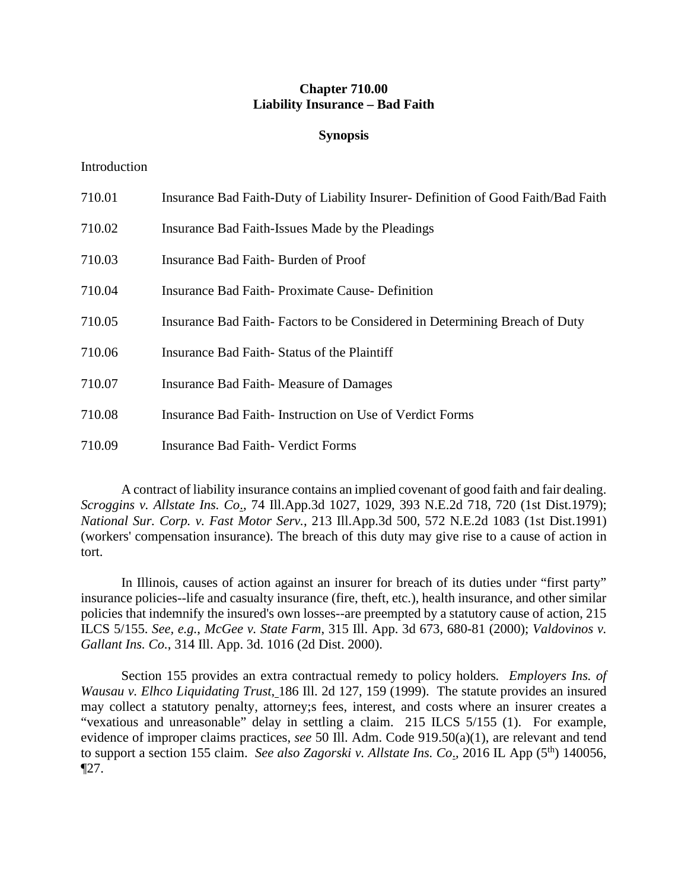# Chapter 710.00
# Liability Insurance – Bad Faith

## Synopsis

Introduction

| | |
|---|---|
| 710.01 | Insurance Bad Faith-Duty of Liability Insurer- Definition of Good Faith/Bad Faith |
| 710.02 | Insurance Bad Faith-Issues Made by the Pleadings |
| 710.03 | Insurance Bad Faith- Burden of Proof |
| 710.04 | Insurance Bad Faith- Proximate Cause- Definition |
| 710.05 | Insurance Bad Faith- Factors to be Considered in Determining Breach of Duty |
| 710.06 | Insurance Bad Faith- Status of the Plaintiff |
| 710.07 | Insurance Bad Faith- Measure of Damages |
| 710.08 | Insurance Bad Faith- Instruction on Use of Verdict Forms |
| 710.09 | Insurance Bad Faith- Verdict Forms |

A contract of liability insurance contains an implied covenant of good faith and fair dealing. *Scroggins v. Allstate Ins. Co.*, 74 Ill.App.3d 1027, 1029, 393 N.E.2d 718, 720 (1st Dist.1979); *National Sur. Corp. v. Fast Motor Serv.*, 213 Ill.App.3d 500, 572 N.E.2d 1083 (1st Dist.1991) (workers' compensation insurance). The breach of this duty may give rise to a cause of action in tort.

In Illinois, causes of action against an insurer for breach of its duties under "first party" insurance policies--life and casualty insurance (fire, theft, etc.), health insurance, and other similar policies that indemnify the insured's own losses--are preempted by a statutory cause of action, 215 ILCS 5/155. *See, e.g.*, *McGee v. State Farm*, 315 Ill. App. 3d 673, 680-81 (2000); *Valdovinos v. Gallant Ins. Co.*, 314 Ill. App. 3d. 1016 (2d Dist. 2000).

Section 155 provides an extra contractual remedy to policy holders. *Employers Ins. of Wausau v. Elhco Liquidating Trust*, 186 Ill. 2d 127, 159 (1999). The statute provides an insured may collect a statutory penalty, attorney;s fees, interest, and costs where an insurer creates a "vexatious and unreasonable" delay in settling a claim. 215 ILCS 5/155 (1). For example, evidence of improper claims practices, *see* 50 Ill. Adm. Code 919.50(a)(1), are relevant and tend to support a section 155 claim. *See also Zagorski v. Allstate Ins. Co*., 2016 IL App (5th) 140056, ¶27.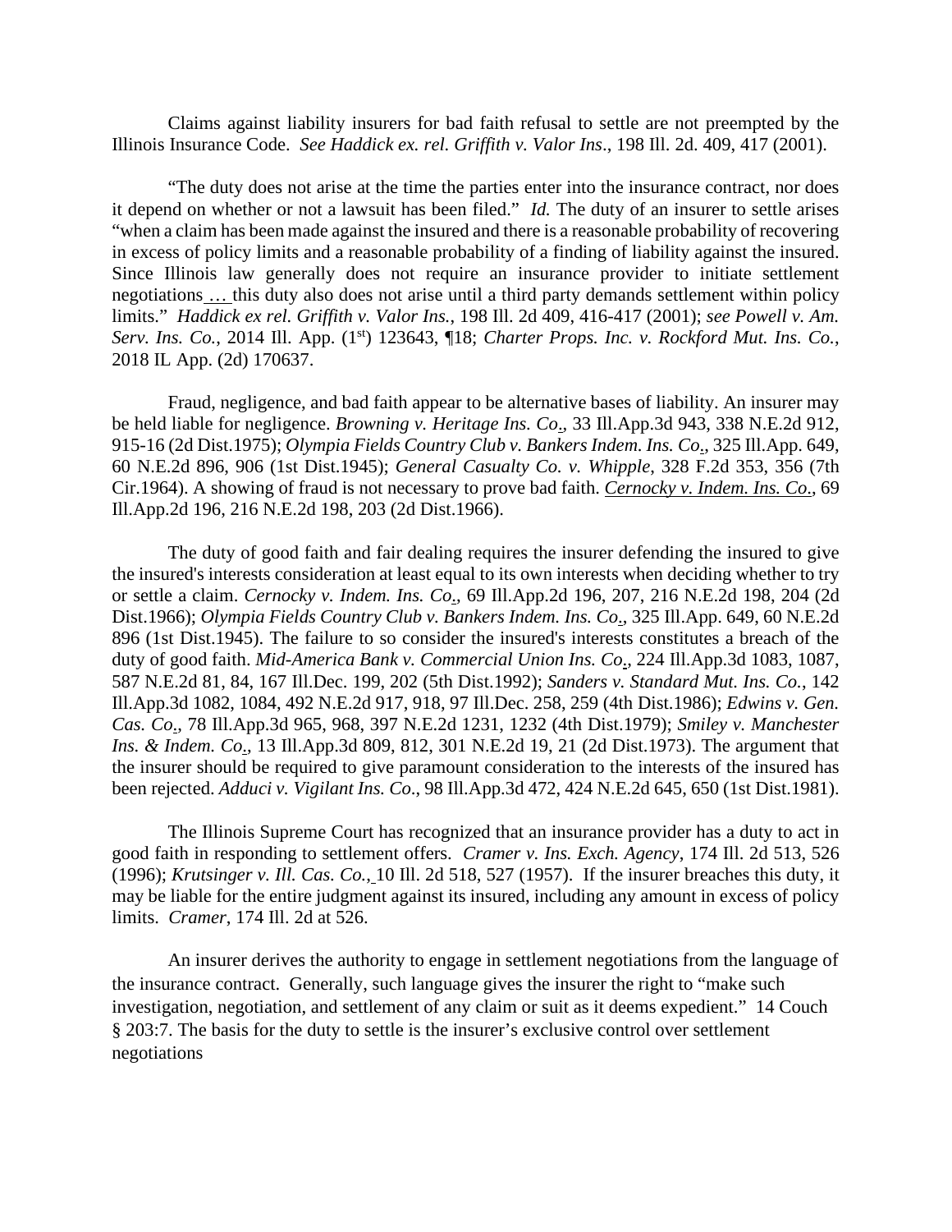Claims against liability insurers for bad faith refusal to settle are not preempted by the Illinois Insurance Code. *See Haddick ex. rel. Griffith v. Valor Ins*., 198 Ill. 2d. 409, 417 (2001).

"The duty does not arise at the time the parties enter into the insurance contract, nor does it depend on whether or not a lawsuit has been filed." *Id.* The duty of an insurer to settle arises "when a claim has been made against the insured and there is a reasonable probability of recovering in excess of policy limits and a reasonable probability of a finding of liability against the insured. Since Illinois law generally does not require an insurance provider to initiate settlement negotiations … this duty also does not arise until a third party demands settlement within policy limits." *Haddick ex rel. Griffith v. Valor Ins.*, 198 Ill. 2d 409, 416-417 (2001); *see Powell v. Am. Serv. Ins. Co.*, 2014 Ill. App. (1st) 123643, ¶18; *Charter Props. Inc. v. Rockford Mut. Ins. Co.*, 2018 IL App. (2d) 170637.

Fraud, negligence, and bad faith appear to be alternative bases of liability. An insurer may be held liable for negligence. *Browning v. Heritage Ins. Co.*, 33 Ill.App.3d 943, 338 N.E.2d 912, 915-16 (2d Dist.1975); *Olympia Fields Country Club v. Bankers Indem. Ins. Co.*, 325 Ill.App. 649, 60 N.E.2d 896, 906 (1st Dist.1945); *General Casualty Co. v. Whipple*, 328 F.2d 353, 356 (7th Cir.1964). A showing of fraud is not necessary to prove bad faith. *Cernocky v. Indem. Ins. Co*., 69 Ill.App.2d 196, 216 N.E.2d 198, 203 (2d Dist.1966).

The duty of good faith and fair dealing requires the insurer defending the insured to give the insured's interests consideration at least equal to its own interests when deciding whether to try or settle a claim. *Cernocky v. Indem. Ins. Co.*, 69 Ill.App.2d 196, 207, 216 N.E.2d 198, 204 (2d Dist.1966); *Olympia Fields Country Club v. Bankers Indem. Ins. Co.*, 325 Ill.App. 649, 60 N.E.2d 896 (1st Dist.1945). The failure to so consider the insured's interests constitutes a breach of the duty of good faith. *Mid-America Bank v. Commercial Union Ins. Co.*, 224 Ill.App.3d 1083, 1087, 587 N.E.2d 81, 84, 167 Ill.Dec. 199, 202 (5th Dist.1992); *Sanders v. Standard Mut. Ins. Co.*, 142 Ill.App.3d 1082, 1084, 492 N.E.2d 917, 918, 97 Ill.Dec. 258, 259 (4th Dist.1986); *Edwins v. Gen. Cas. Co.*, 78 Ill.App.3d 965, 968, 397 N.E.2d 1231, 1232 (4th Dist.1979); *Smiley v. Manchester Ins. & Indem. Co.*, 13 Ill.App.3d 809, 812, 301 N.E.2d 19, 21 (2d Dist.1973). The argument that the insurer should be required to give paramount consideration to the interests of the insured has been rejected. *Adduci v. Vigilant Ins. Co*., 98 Ill.App.3d 472, 424 N.E.2d 645, 650 (1st Dist.1981).

The Illinois Supreme Court has recognized that an insurance provider has a duty to act in good faith in responding to settlement offers. *Cramer v. Ins. Exch. Agency*, 174 Ill. 2d 513, 526 (1996); *Krutsinger v. Ill. Cas. Co.*, 10 Ill. 2d 518, 527 (1957). If the insurer breaches this duty, it may be liable for the entire judgment against its insured, including any amount in excess of policy limits. *Cramer*, 174 Ill. 2d at 526.

An insurer derives the authority to engage in settlement negotiations from the language of the insurance contract. Generally, such language gives the insurer the right to "make such investigation, negotiation, and settlement of any claim or suit as it deems expedient." 14 Couch § 203:7. The basis for the duty to settle is the insurer's exclusive control over settlement negotiations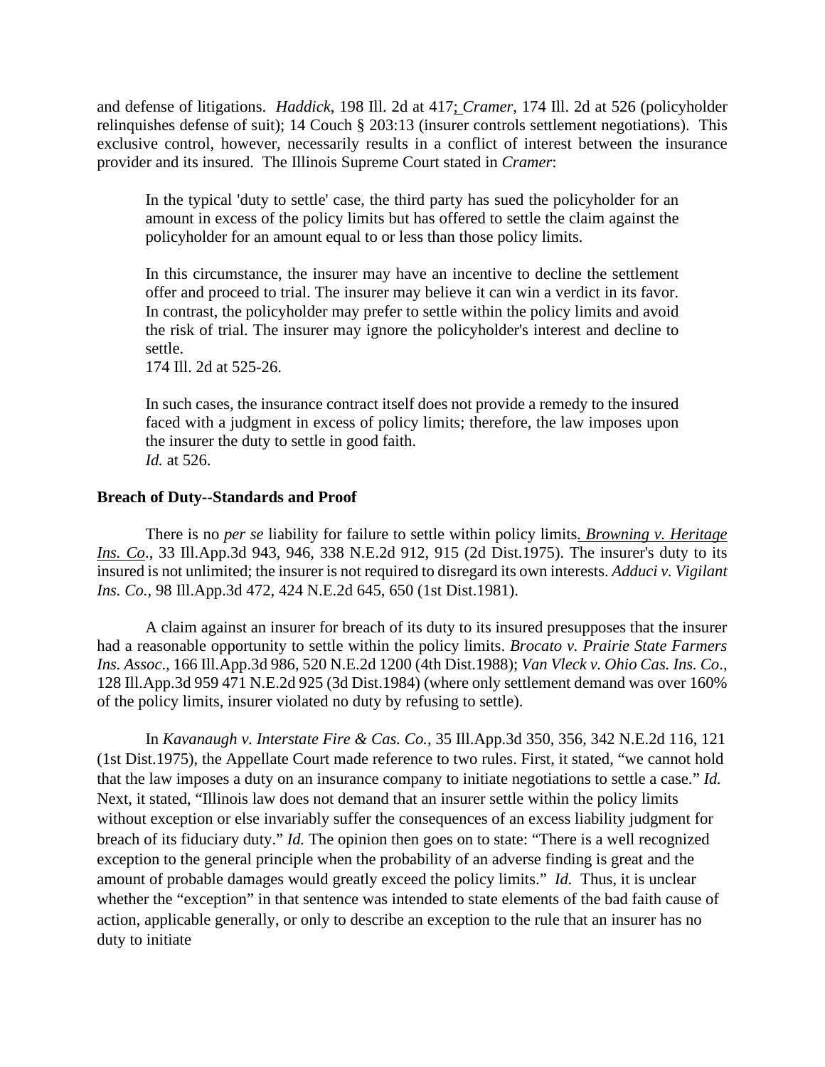and defense of litigations. *Haddick*, 198 Ill. 2d at 417; *Cramer*, 174 Ill. 2d at 526 (policyholder relinquishes defense of suit); 14 Couch § 203:13 (insurer controls settlement negotiations). This exclusive control, however, necessarily results in a conflict of interest between the insurance provider and its insured. The Illinois Supreme Court stated in *Cramer*:

> In the typical 'duty to settle' case, the third party has sued the policyholder for an amount in excess of the policy limits but has offered to settle the claim against the policyholder for an amount equal to or less than those policy limits.
>
> In this circumstance, the insurer may have an incentive to decline the settlement offer and proceed to trial. The insurer may believe it can win a verdict in its favor. In contrast, the policyholder may prefer to settle within the policy limits and avoid the risk of trial. The insurer may ignore the policyholder's interest and decline to settle.
> 174 Ill. 2d at 525-26.
>
> In such cases, the insurance contract itself does not provide a remedy to the insured faced with a judgment in excess of policy limits; therefore, the law imposes upon the insurer the duty to settle in good faith.
> *Id.* at 526.

**Breach of Duty--Standards and Proof**

There is no *per se* liability for failure to settle within policy limits. *Browning v. Heritage Ins. Co*., 33 Ill.App.3d 943, 946, 338 N.E.2d 912, 915 (2d Dist.1975). The insurer's duty to its insured is not unlimited; the insurer is not required to disregard its own interests. *Adduci v. Vigilant Ins. Co.,* 98 Ill.App.3d 472, 424 N.E.2d 645, 650 (1st Dist.1981).

A claim against an insurer for breach of its duty to its insured presupposes that the insurer had a reasonable opportunity to settle within the policy limits. *Brocato v. Prairie State Farmers Ins. Assoc*., 166 Ill.App.3d 986, 520 N.E.2d 1200 (4th Dist.1988); *Van Vleck v. Ohio Cas. Ins. Co*., 128 Ill.App.3d 959 471 N.E.2d 925 (3d Dist.1984) (where only settlement demand was over 160% of the policy limits, insurer violated no duty by refusing to settle).

In *Kavanaugh v. Interstate Fire & Cas. Co.*, 35 Ill.App.3d 350, 356, 342 N.E.2d 116, 121 (1st Dist.1975), the Appellate Court made reference to two rules. First, it stated, "we cannot hold that the law imposes a duty on an insurance company to initiate negotiations to settle a case." *Id.* Next, it stated, "Illinois law does not demand that an insurer settle within the policy limits without exception or else invariably suffer the consequences of an excess liability judgment for breach of its fiduciary duty." *Id.* The opinion then goes on to state: "There is a well recognized exception to the general principle when the probability of an adverse finding is great and the amount of probable damages would greatly exceed the policy limits." *Id.* Thus, it is unclear whether the "exception" in that sentence was intended to state elements of the bad faith cause of action, applicable generally, or only to describe an exception to the rule that an insurer has no duty to initiate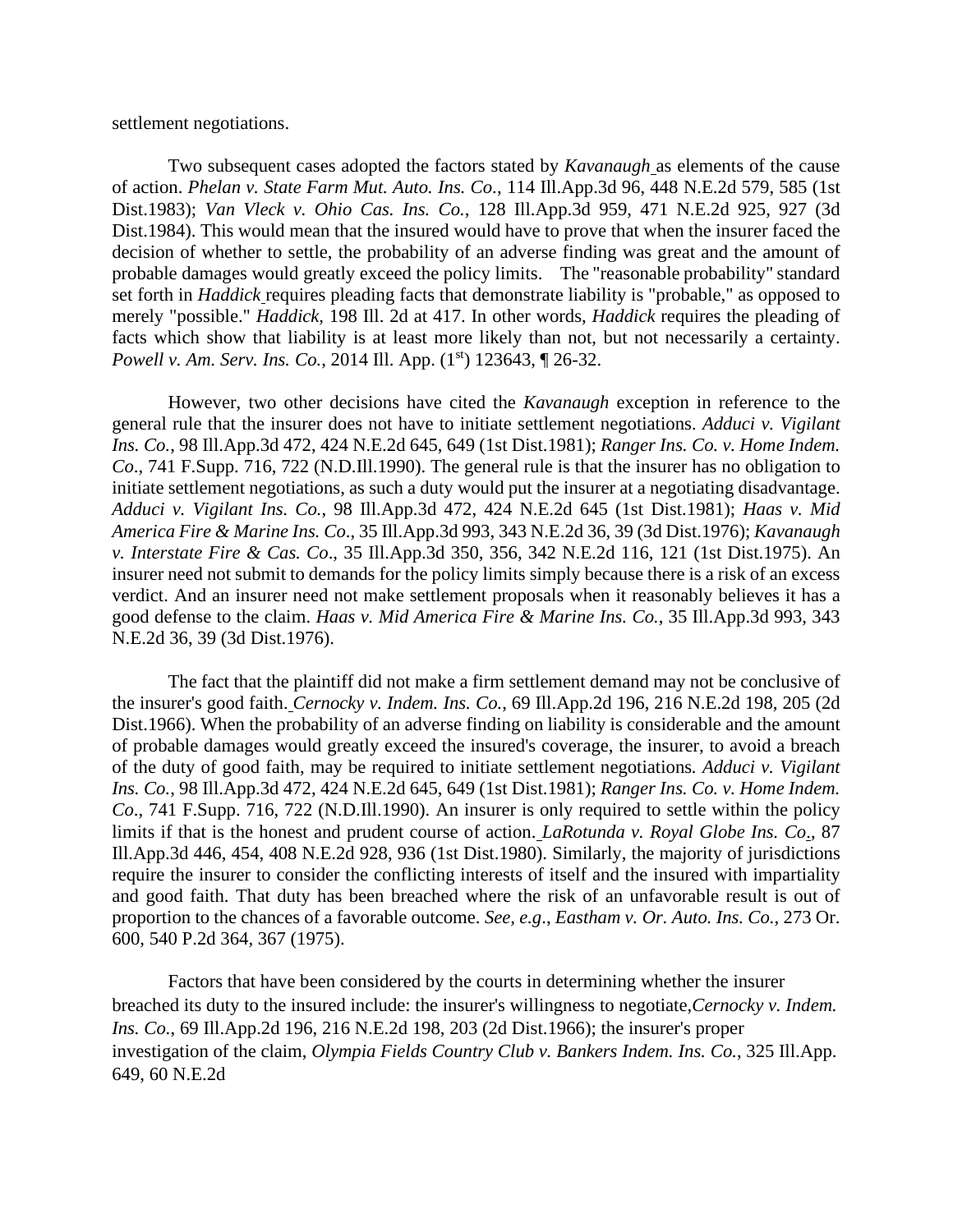settlement negotiations.

Two subsequent cases adopted the factors stated by *Kavanaugh* as elements of the cause of action. *Phelan v. State Farm Mut. Auto. Ins. Co*., 114 Ill.App.3d 96, 448 N.E.2d 579, 585 (1st Dist.1983); *Van Vleck v. Ohio Cas. Ins. Co.*, 128 Ill.App.3d 959, 471 N.E.2d 925, 927 (3d Dist.1984). This would mean that the insured would have to prove that when the insurer faced the decision of whether to settle, the probability of an adverse finding was great and the amount of probable damages would greatly exceed the policy limits. The "reasonable probability" standard set forth in *Haddick* requires pleading facts that demonstrate liability is "probable," as opposed to merely "possible." *Haddick*, 198 Ill. 2d at 417. In other words, *Haddick* requires the pleading of facts which show that liability is at least more likely than not, but not necessarily a certainty. *Powell v. Am. Serv. Ins. Co.*, 2014 Ill. App. (1st) 123643, ¶ 26-32.

However, two other decisions have cited the *Kavanaugh* exception in reference to the general rule that the insurer does not have to initiate settlement negotiations. *Adduci v. Vigilant Ins. Co.*, 98 Ill.App.3d 472, 424 N.E.2d 645, 649 (1st Dist.1981); *Ranger Ins. Co. v. Home Indem. Co*., 741 F.Supp. 716, 722 (N.D.Ill.1990). The general rule is that the insurer has no obligation to initiate settlement negotiations, as such a duty would put the insurer at a negotiating disadvantage. *Adduci v. Vigilant Ins. Co.*, 98 Ill.App.3d 472, 424 N.E.2d 645 (1st Dist.1981); *Haas v. Mid America Fire & Marine Ins. Co*., 35 Ill.App.3d 993, 343 N.E.2d 36, 39 (3d Dist.1976); *Kavanaugh v. Interstate Fire & Cas. Co*., 35 Ill.App.3d 350, 356, 342 N.E.2d 116, 121 (1st Dist.1975). An insurer need not submit to demands for the policy limits simply because there is a risk of an excess verdict. And an insurer need not make settlement proposals when it reasonably believes it has a good defense to the claim. *Haas v. Mid America Fire & Marine Ins. Co.*, 35 Ill.App.3d 993, 343 N.E.2d 36, 39 (3d Dist.1976).

The fact that the plaintiff did not make a firm settlement demand may not be conclusive of the insurer's good faith. *Cernocky v. Indem. Ins. Co.*, 69 Ill.App.2d 196, 216 N.E.2d 198, 205 (2d Dist.1966). When the probability of an adverse finding on liability is considerable and the amount of probable damages would greatly exceed the insured's coverage, the insurer, to avoid a breach of the duty of good faith, may be required to initiate settlement negotiations. *Adduci v. Vigilant Ins. Co.*, 98 Ill.App.3d 472, 424 N.E.2d 645, 649 (1st Dist.1981); *Ranger Ins. Co. v. Home Indem. Co*., 741 F.Supp. 716, 722 (N.D.Ill.1990). An insurer is only required to settle within the policy limits if that is the honest and prudent course of action. *LaRotunda v. Royal Globe Ins. Co.*, 87 Ill.App.3d 446, 454, 408 N.E.2d 928, 936 (1st Dist.1980). Similarly, the majority of jurisdictions require the insurer to consider the conflicting interests of itself and the insured with impartiality and good faith. That duty has been breached where the risk of an unfavorable result is out of proportion to the chances of a favorable outcome. *See, e.g*., *Eastham v. Or. Auto. Ins. Co.*, 273 Or. 600, 540 P.2d 364, 367 (1975).

Factors that have been considered by the courts in determining whether the insurer breached its duty to the insured include: the insurer's willingness to negotiate, *Cernocky v. Indem. Ins. Co.*, 69 Ill.App.2d 196, 216 N.E.2d 198, 203 (2d Dist.1966); the insurer's proper investigation of the claim, *Olympia Fields Country Club v. Bankers Indem. Ins. Co.*, 325 Ill.App. 649, 60 N.E.2d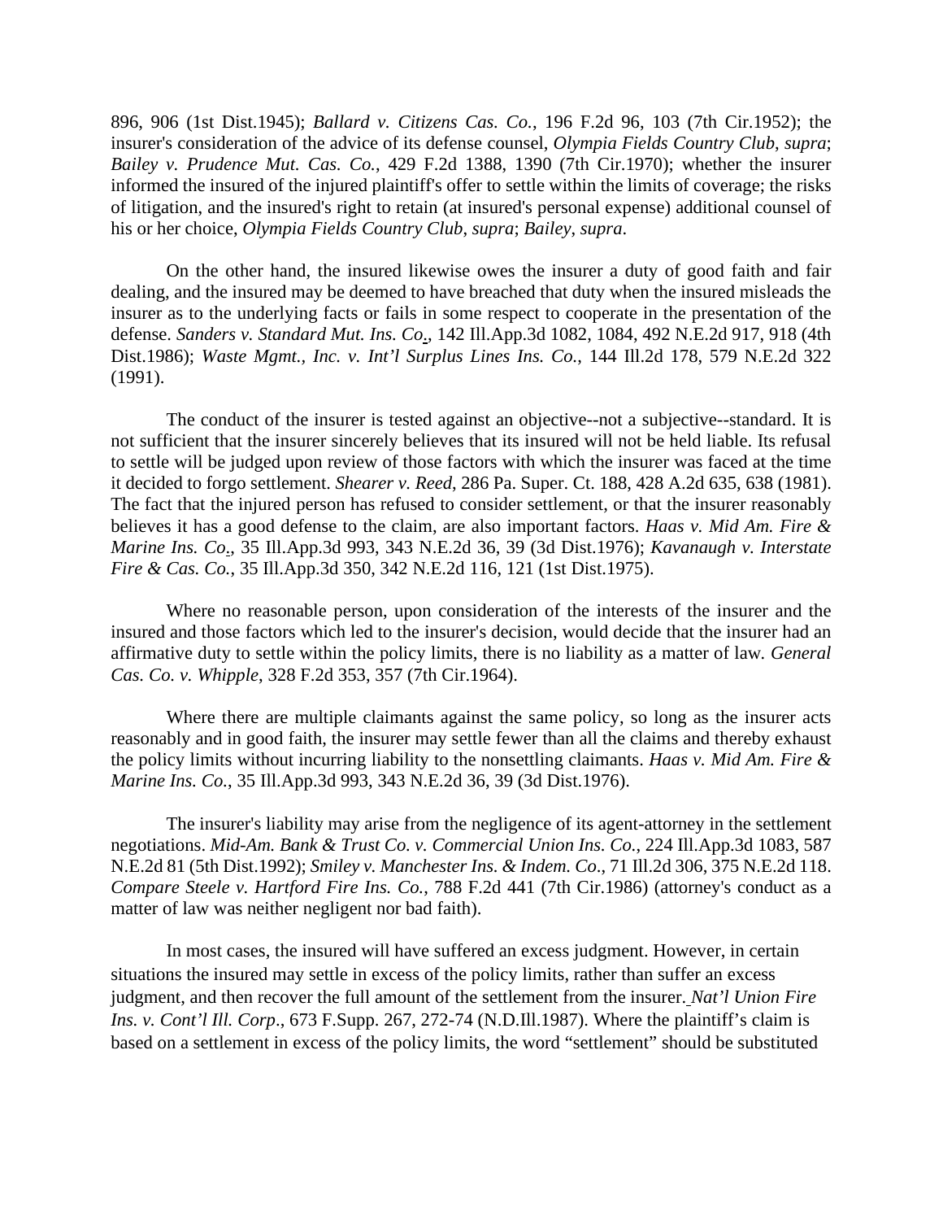896, 906 (1st Dist.1945); *Ballard v. Citizens Cas. Co.*, 196 F.2d 96, 103 (7th Cir.1952); the insurer's consideration of the advice of its defense counsel, *Olympia Fields Country Club*, *supra*; *Bailey v. Prudence Mut. Cas. Co.*, 429 F.2d 1388, 1390 (7th Cir.1970); whether the insurer informed the insured of the injured plaintiff's offer to settle within the limits of coverage; the risks of litigation, and the insured's right to retain (at insured's personal expense) additional counsel of his or her choice, *Olympia Fields Country Club*, *supra*; *Bailey*, *supra*.

On the other hand, the insured likewise owes the insurer a duty of good faith and fair dealing, and the insured may be deemed to have breached that duty when the insured misleads the insurer as to the underlying facts or fails in some respect to cooperate in the presentation of the defense. *Sanders v. Standard Mut. Ins. Co.*, 142 Ill.App.3d 1082, 1084, 492 N.E.2d 917, 918 (4th Dist.1986); *Waste Mgmt., Inc. v. Int'l Surplus Lines Ins. Co.*, 144 Ill.2d 178, 579 N.E.2d 322 (1991).

The conduct of the insurer is tested against an objective--not a subjective--standard. It is not sufficient that the insurer sincerely believes that its insured will not be held liable. Its refusal to settle will be judged upon review of those factors with which the insurer was faced at the time it decided to forgo settlement. *Shearer v. Reed*, 286 Pa. Super. Ct. 188, 428 A.2d 635, 638 (1981). The fact that the injured person has refused to consider settlement, or that the insurer reasonably believes it has a good defense to the claim, are also important factors. *Haas v. Mid Am. Fire & Marine Ins. Co.*, 35 Ill.App.3d 993, 343 N.E.2d 36, 39 (3d Dist.1976); *Kavanaugh v. Interstate Fire & Cas. Co.*, 35 Ill.App.3d 350, 342 N.E.2d 116, 121 (1st Dist.1975).

Where no reasonable person, upon consideration of the interests of the insurer and the insured and those factors which led to the insurer's decision, would decide that the insurer had an affirmative duty to settle within the policy limits, there is no liability as a matter of law. *General Cas. Co. v. Whipple*, 328 F.2d 353, 357 (7th Cir.1964).

Where there are multiple claimants against the same policy, so long as the insurer acts reasonably and in good faith, the insurer may settle fewer than all the claims and thereby exhaust the policy limits without incurring liability to the nonsettling claimants. *Haas v. Mid Am. Fire & Marine Ins. Co.*, 35 Ill.App.3d 993, 343 N.E.2d 36, 39 (3d Dist.1976).

The insurer's liability may arise from the negligence of its agent-attorney in the settlement negotiations. *Mid-Am. Bank & Trust Co. v. Commercial Union Ins. Co.*, 224 Ill.App.3d 1083, 587 N.E.2d 81 (5th Dist.1992); *Smiley v. Manchester Ins. & Indem. Co*., 71 Ill.2d 306, 375 N.E.2d 118. *Compare Steele v. Hartford Fire Ins. Co.*, 788 F.2d 441 (7th Cir.1986) (attorney's conduct as a matter of law was neither negligent nor bad faith).

In most cases, the insured will have suffered an excess judgment. However, in certain situations the insured may settle in excess of the policy limits, rather than suffer an excess judgment, and then recover the full amount of the settlement from the insurer. *Nat'l Union Fire Ins. v. Cont'l Ill. Corp*., 673 F.Supp. 267, 272-74 (N.D.Ill.1987). Where the plaintiff's claim is based on a settlement in excess of the policy limits, the word "settlement" should be substituted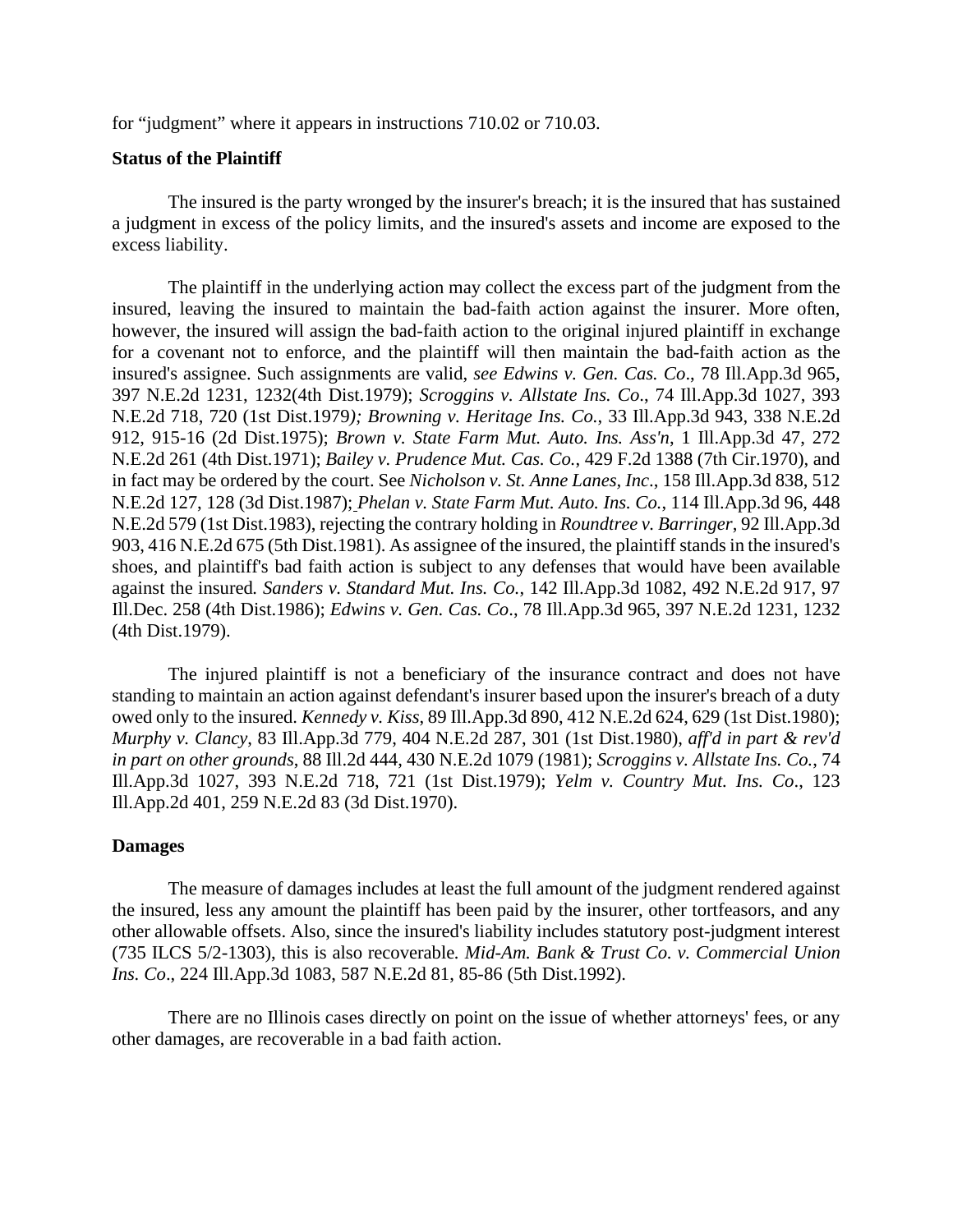for “judgment” where it appears in instructions 710.02 or 710.03.

**Status of the Plaintiff**

The insured is the party wronged by the insurer's breach; it is the insured that has sustained a judgment in excess of the policy limits, and the insured's assets and income are exposed to the excess liability.

The plaintiff in the underlying action may collect the excess part of the judgment from the insured, leaving the insured to maintain the bad-faith action against the insurer. More often, however, the insured will assign the bad-faith action to the original injured plaintiff in exchange for a covenant not to enforce, and the plaintiff will then maintain the bad-faith action as the insured's assignee. Such assignments are valid, *see Edwins v. Gen. Cas. Co*., 78 Ill.App.3d 965, 397 N.E.2d 1231, 1232(4th Dist.1979); *Scroggins v. Allstate Ins. Co*., 74 Ill.App.3d 1027, 393 N.E.2d 718, 720 (1st Dist.1979*); Browning v. Heritage Ins. Co.*, 33 Ill.App.3d 943, 338 N.E.2d 912, 915-16 (2d Dist.1975); *Brown v. State Farm Mut. Auto. Ins. Ass'n*, 1 Ill.App.3d 47, 272 N.E.2d 261 (4th Dist.1971); *Bailey v. Prudence Mut. Cas. Co.*, 429 F.2d 1388 (7th Cir.1970), and in fact may be ordered by the court. See *Nicholson v. St. Anne Lanes, Inc*., 158 Ill.App.3d 838, 512 N.E.2d 127, 128 (3d Dist.1987); *Phelan v. State Farm Mut. Auto. Ins. Co.*, 114 Ill.App.3d 96, 448 N.E.2d 579 (1st Dist.1983), rejecting the contrary holding in *Roundtree v. Barringer*, 92 Ill.App.3d 903, 416 N.E.2d 675 (5th Dist.1981). As assignee of the insured, the plaintiff stands in the insured's shoes, and plaintiff's bad faith action is subject to any defenses that would have been available against the insured*. Sanders v. Standard Mut. Ins. Co.*, 142 Ill.App.3d 1082, 492 N.E.2d 917, 97 Ill.Dec. 258 (4th Dist.1986); *Edwins v. Gen. Cas. Co*., 78 Ill.App.3d 965, 397 N.E.2d 1231, 1232 (4th Dist.1979).

The injured plaintiff is not a beneficiary of the insurance contract and does not have standing to maintain an action against defendant's insurer based upon the insurer's breach of a duty owed only to the insured. *Kennedy v. Kiss*, 89 Ill.App.3d 890, 412 N.E.2d 624, 629 (1st Dist.1980); *Murphy v. Clancy*, 83 Ill.App.3d 779, 404 N.E.2d 287, 301 (1st Dist.1980), *aff'd in part & rev'd in part on other grounds*, 88 Ill.2d 444, 430 N.E.2d 1079 (1981); *Scroggins v. Allstate Ins. Co.*, 74 Ill.App.3d 1027, 393 N.E.2d 718, 721 (1st Dist.1979); *Yelm v. Country Mut. Ins. Co*., 123 Ill.App.2d 401, 259 N.E.2d 83 (3d Dist.1970).

**Damages**

The measure of damages includes at least the full amount of the judgment rendered against the insured, less any amount the plaintiff has been paid by the insurer, other tortfeasors, and any other allowable offsets. Also, since the insured's liability includes statutory post-judgment interest (735 ILCS 5/2-1303), this is also recoverable*. Mid-Am. Bank & Trust Co. v. Commercial Union Ins. Co*., 224 Ill.App.3d 1083, 587 N.E.2d 81, 85-86 (5th Dist.1992).

There are no Illinois cases directly on point on the issue of whether attorneys' fees, or any other damages, are recoverable in a bad faith action.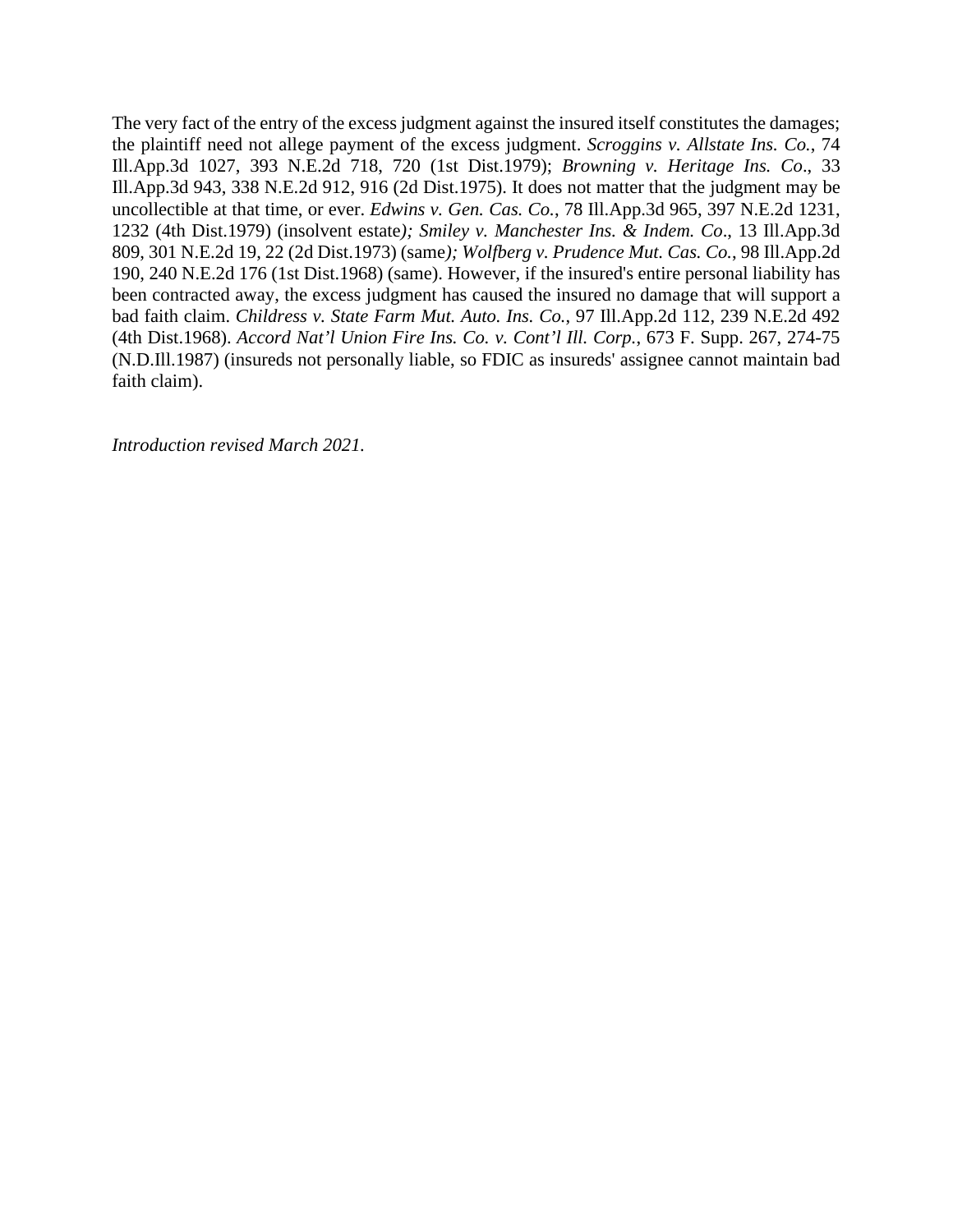The very fact of the entry of the excess judgment against the insured itself constitutes the damages; the plaintiff need not allege payment of the excess judgment. *Scroggins v. Allstate Ins. Co.*, 74 Ill.App.3d 1027, 393 N.E.2d 718, 720 (1st Dist.1979); *Browning v. Heritage Ins. Co*., 33 Ill.App.3d 943, 338 N.E.2d 912, 916 (2d Dist.1975). It does not matter that the judgment may be uncollectible at that time, or ever. *Edwins v. Gen. Cas. Co.*, 78 Ill.App.3d 965, 397 N.E.2d 1231, 1232 (4th Dist.1979) (insolvent estate*); Smiley v. Manchester Ins. & Indem. Co*., 13 Ill.App.3d 809, 301 N.E.2d 19, 22 (2d Dist.1973) (same*); Wolfberg v. Prudence Mut. Cas. Co.*, 98 Ill.App.2d 190, 240 N.E.2d 176 (1st Dist.1968) (same). However, if the insured's entire personal liability has been contracted away, the excess judgment has caused the insured no damage that will support a bad faith claim. *Childress v. State Farm Mut. Auto. Ins. Co.*, 97 Ill.App.2d 112, 239 N.E.2d 492 (4th Dist.1968). *Accord Nat'l Union Fire Ins. Co. v. Cont'l Ill. Corp.*, 673 F. Supp. 267, 274-75 (N.D.Ill.1987) (insureds not personally liable, so FDIC as insureds' assignee cannot maintain bad faith claim).

*Introduction revised March 2021.*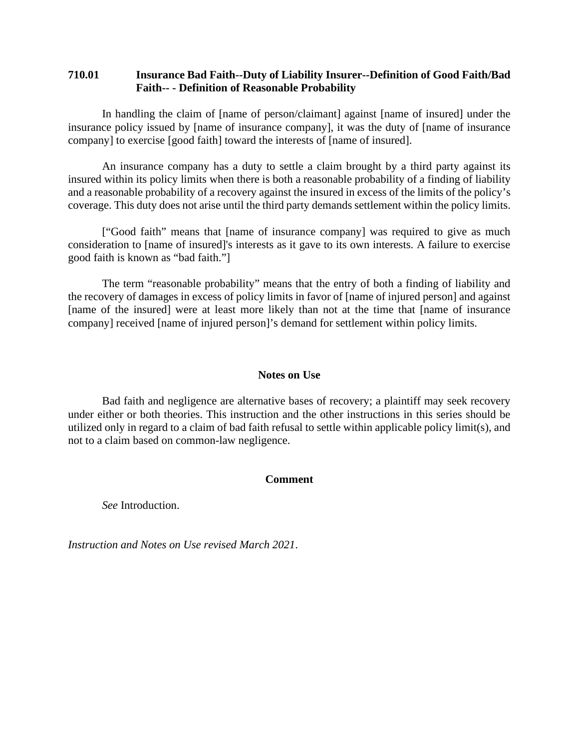## 710.01 Insurance Bad Faith--Duty of Liability Insurer--Definition of Good Faith/Bad Faith-- - Definition of Reasonable Probability

In handling the claim of [name of person/claimant] against [name of insured] under the insurance policy issued by [name of insurance company], it was the duty of [name of insurance company] to exercise [good faith] toward the interests of [name of insured].

An insurance company has a duty to settle a claim brought by a third party against its insured within its policy limits when there is both a reasonable probability of a finding of liability and a reasonable probability of a recovery against the insured in excess of the limits of the policy's coverage. This duty does not arise until the third party demands settlement within the policy limits.

["Good faith" means that [name of insurance company] was required to give as much consideration to [name of insured]'s interests as it gave to its own interests. A failure to exercise good faith is known as "bad faith."]

The term "reasonable probability" means that the entry of both a finding of liability and the recovery of damages in excess of policy limits in favor of [name of injured person] and against [name of the insured] were at least more likely than not at the time that [name of insurance company] received [name of injured person]'s demand for settlement within policy limits.

### Notes on Use

Bad faith and negligence are alternative bases of recovery; a plaintiff may seek recovery under either or both theories. This instruction and the other instructions in this series should be utilized only in regard to a claim of bad faith refusal to settle within applicable policy limit(s), and not to a claim based on common-law negligence.

### Comment

*See* Introduction.

*Instruction and Notes on Use revised March 2021*.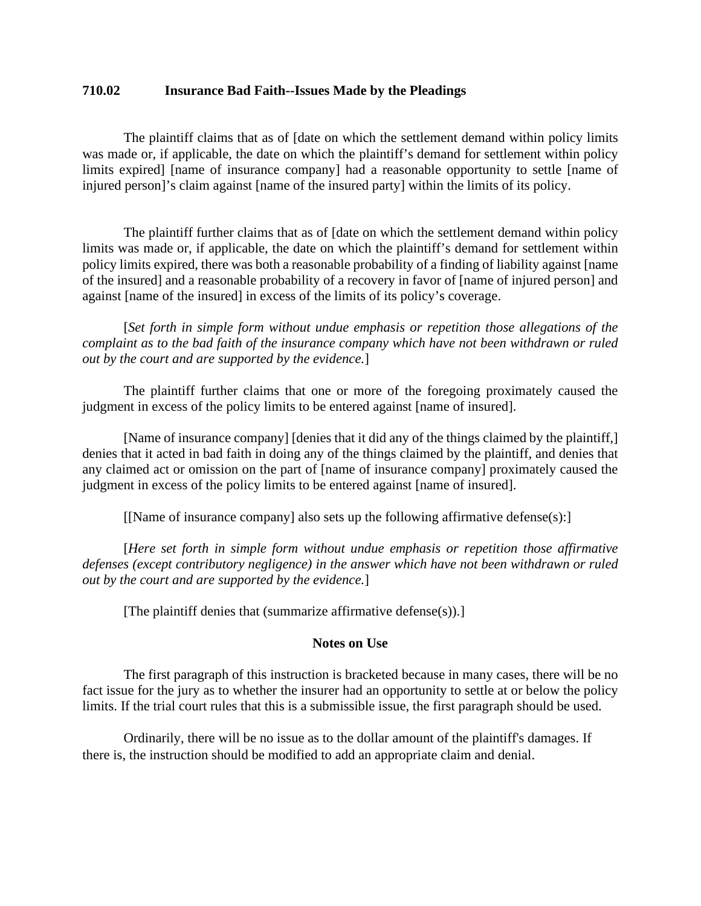## 710.02 Insurance Bad Faith--Issues Made by the Pleadings

The plaintiff claims that as of [date on which the settlement demand within policy limits was made or, if applicable, the date on which the plaintiff's demand for settlement within policy limits expired] [name of insurance company] had a reasonable opportunity to settle [name of injured person]'s claim against [name of the insured party] within the limits of its policy.

The plaintiff further claims that as of [date on which the settlement demand within policy limits was made or, if applicable, the date on which the plaintiff's demand for settlement within policy limits expired, there was both a reasonable probability of a finding of liability against [name of the insured] and a reasonable probability of a recovery in favor of [name of injured person] and against [name of the insured] in excess of the limits of its policy's coverage.

[*Set forth in simple form without undue emphasis or repetition those allegations of the complaint as to the bad faith of the insurance company which have not been withdrawn or ruled out by the court and are supported by the evidence.*]

The plaintiff further claims that one or more of the foregoing proximately caused the judgment in excess of the policy limits to be entered against [name of insured].

[Name of insurance company] [denies that it did any of the things claimed by the plaintiff,] denies that it acted in bad faith in doing any of the things claimed by the plaintiff, and denies that any claimed act or omission on the part of [name of insurance company] proximately caused the judgment in excess of the policy limits to be entered against [name of insured].

[[Name of insurance company] also sets up the following affirmative defense(s):]

[*Here set forth in simple form without undue emphasis or repetition those affirmative defenses (except contributory negligence) in the answer which have not been withdrawn or ruled out by the court and are supported by the evidence.*]

[The plaintiff denies that (summarize affirmative defense(s)).]

### Notes on Use

The first paragraph of this instruction is bracketed because in many cases, there will be no fact issue for the jury as to whether the insurer had an opportunity to settle at or below the policy limits. If the trial court rules that this is a submissible issue, the first paragraph should be used.

Ordinarily, there will be no issue as to the dollar amount of the plaintiff's damages. If there is, the instruction should be modified to add an appropriate claim and denial.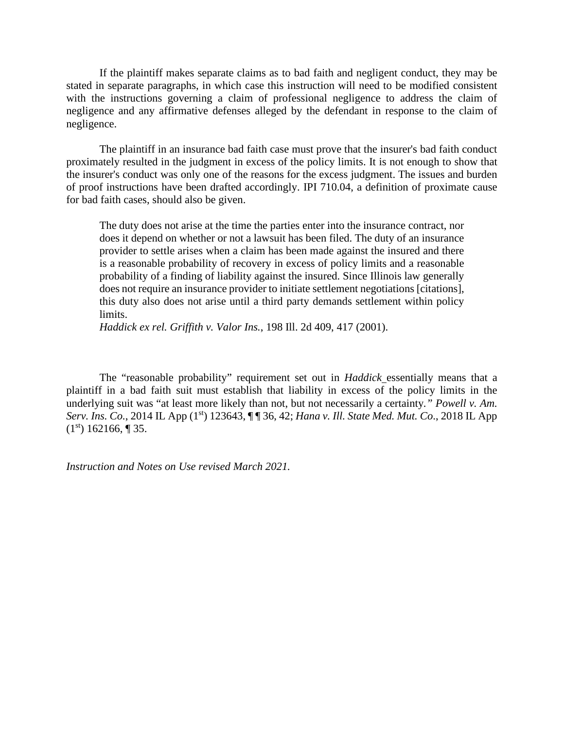If the plaintiff makes separate claims as to bad faith and negligent conduct, they may be stated in separate paragraphs, in which case this instruction will need to be modified consistent with the instructions governing a claim of professional negligence to address the claim of negligence and any affirmative defenses alleged by the defendant in response to the claim of negligence.

The plaintiff in an insurance bad faith case must prove that the insurer's bad faith conduct proximately resulted in the judgment in excess of the policy limits. It is not enough to show that the insurer's conduct was only one of the reasons for the excess judgment. The issues and burden of proof instructions have been drafted accordingly. IPI 710.04, a definition of proximate cause for bad faith cases, should also be given.

> The duty does not arise at the time the parties enter into the insurance contract, nor does it depend on whether or not a lawsuit has been filed. The duty of an insurance provider to settle arises when a claim has been made against the insured and there is a reasonable probability of recovery in excess of policy limits and a reasonable probability of a finding of liability against the insured. Since Illinois law generally does not require an insurance provider to initiate settlement negotiations [citations], this duty also does not arise until a third party demands settlement within policy limits.
> *Haddick ex rel. Griffith v. Valor Ins.*, 198 Ill. 2d 409, 417 (2001).

The "reasonable probability" requirement set out in *Haddick* essentially means that a plaintiff in a bad faith suit must establish that liability in excess of the policy limits in the underlying suit was "at least more likely than not, but not necessarily a certainty." *Powell v. Am. Serv. Ins. Co.*, 2014 IL App (1st) 123643, ¶ ¶ 36, 42; *Hana v. Ill. State Med. Mut. Co*., 2018 IL App (1st) 162166, ¶ 35.

*Instruction and Notes on Use revised March 2021.*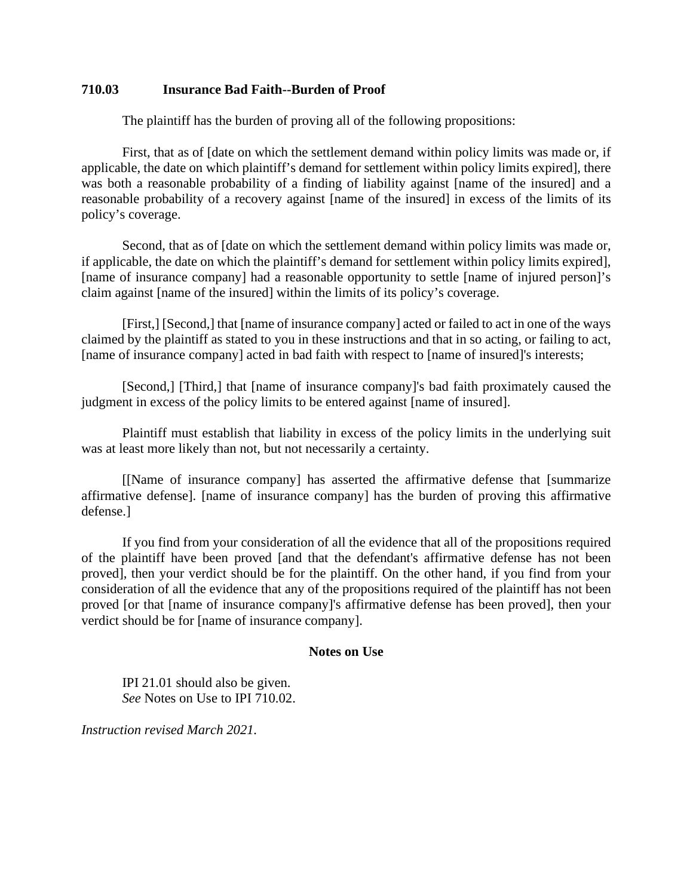**710.03 Insurance Bad Faith--Burden of Proof**

The plaintiff has the burden of proving all of the following propositions:

First, that as of [date on which the settlement demand within policy limits was made or, if applicable, the date on which plaintiff's demand for settlement within policy limits expired], there was both a reasonable probability of a finding of liability against [name of the insured] and a reasonable probability of a recovery against [name of the insured] in excess of the limits of its policy's coverage.

Second, that as of [date on which the settlement demand within policy limits was made or, if applicable, the date on which the plaintiff's demand for settlement within policy limits expired], [name of insurance company] had a reasonable opportunity to settle [name of injured person]'s claim against [name of the insured] within the limits of its policy's coverage.

[First,] [Second,] that [name of insurance company] acted or failed to act in one of the ways claimed by the plaintiff as stated to you in these instructions and that in so acting, or failing to act, [name of insurance company] acted in bad faith with respect to [name of insured]'s interests;

[Second,] [Third,] that [name of insurance company]'s bad faith proximately caused the judgment in excess of the policy limits to be entered against [name of insured].

Plaintiff must establish that liability in excess of the policy limits in the underlying suit was at least more likely than not, but not necessarily a certainty.

[[Name of insurance company] has asserted the affirmative defense that [summarize affirmative defense]. [name of insurance company] has the burden of proving this affirmative defense.]

If you find from your consideration of all the evidence that all of the propositions required of the plaintiff have been proved [and that the defendant's affirmative defense has not been proved], then your verdict should be for the plaintiff. On the other hand, if you find from your consideration of all the evidence that any of the propositions required of the plaintiff has not been proved [or that [name of insurance company]'s affirmative defense has been proved], then your verdict should be for [name of insurance company].

**Notes on Use**

IPI 21.01 should also be given.
*See* Notes on Use to IPI 710.02.

*Instruction revised March 2021.*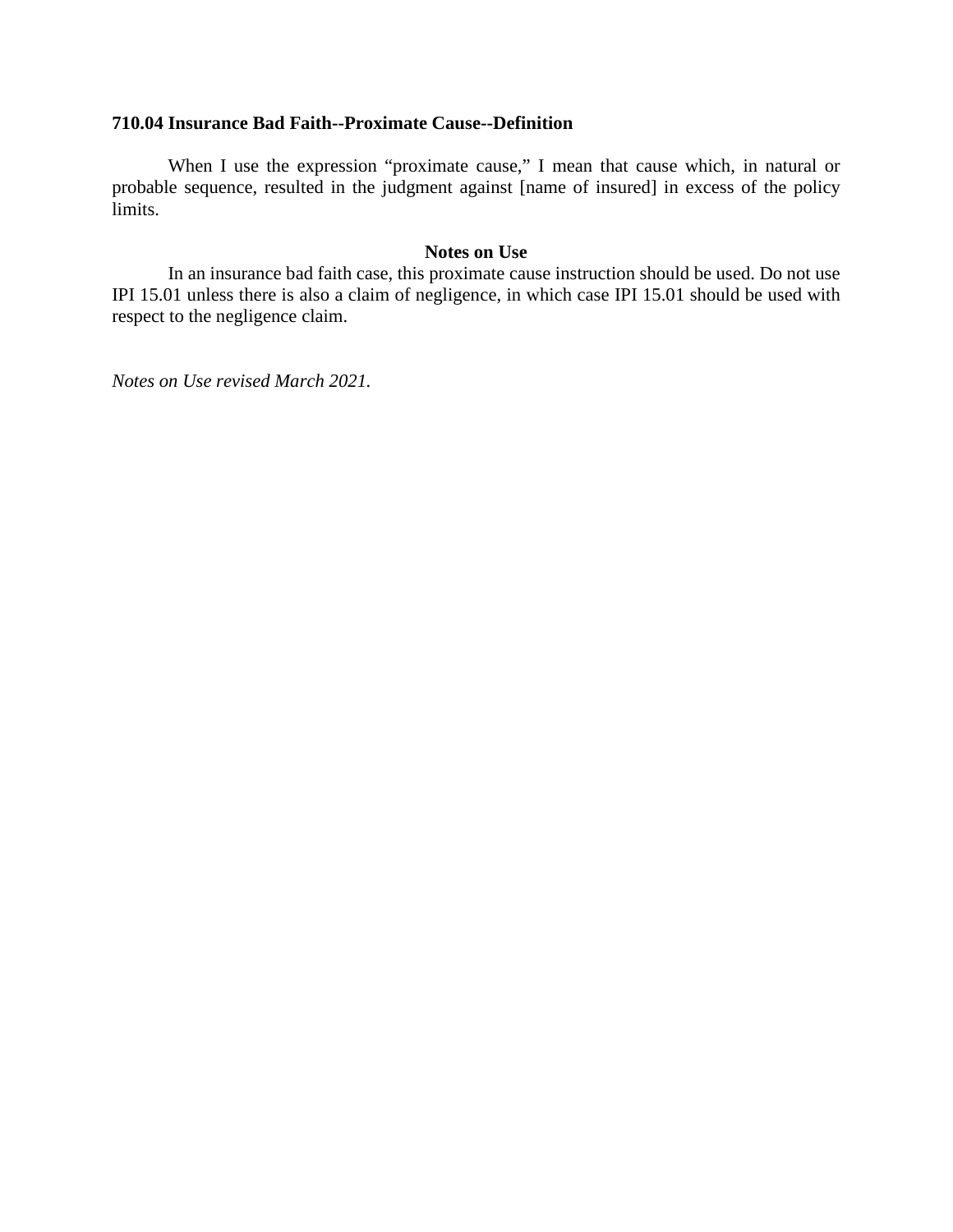**710.04 Insurance Bad Faith--Proximate Cause--Definition**

When I use the expression "proximate cause," I mean that cause which, in natural or probable sequence, resulted in the judgment against [name of insured] in excess of the policy limits.

**Notes on Use**

In an insurance bad faith case, this proximate cause instruction should be used. Do not use IPI 15.01 unless there is also a claim of negligence, in which case IPI 15.01 should be used with respect to the negligence claim.

*Notes on Use revised March 2021.*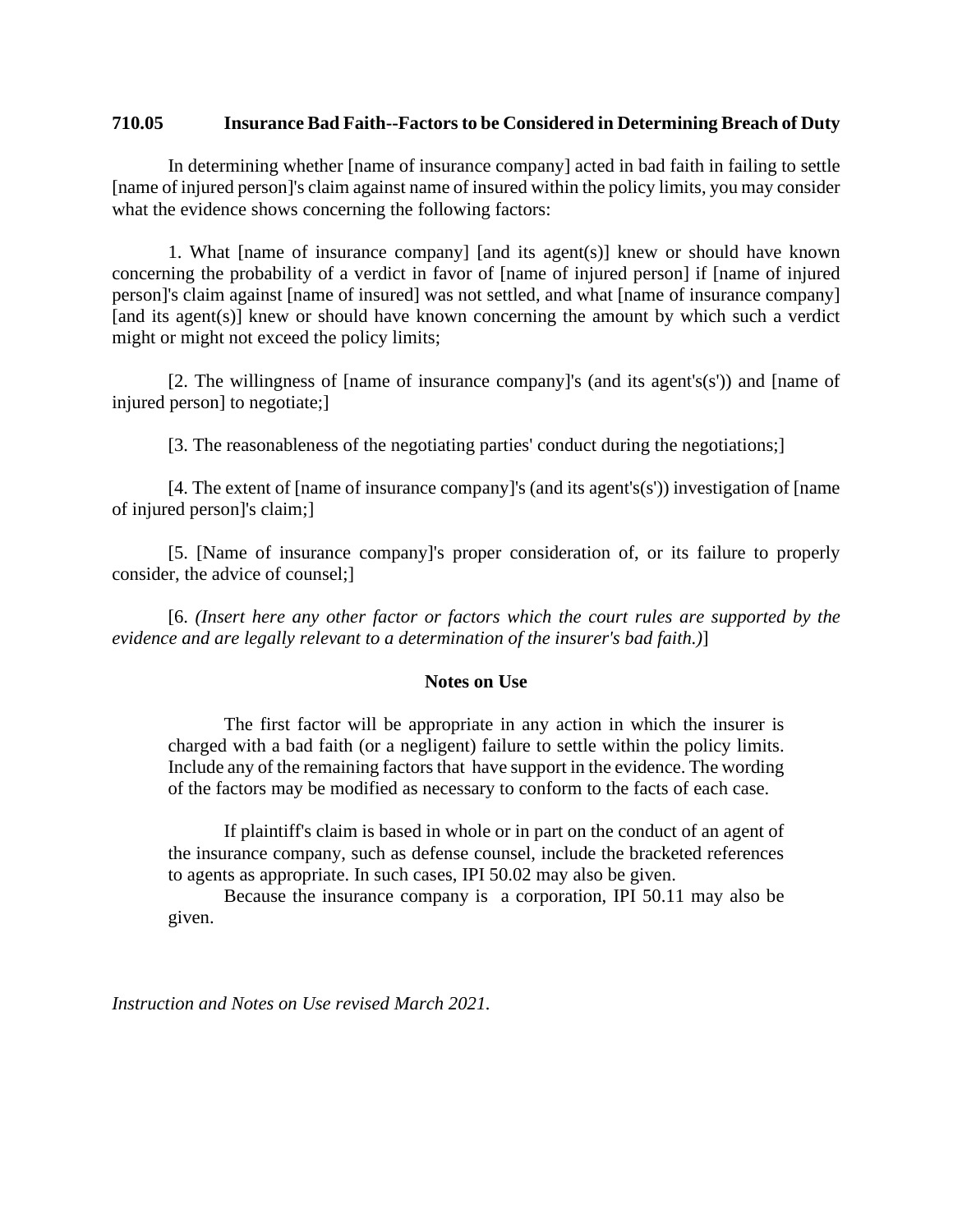## 710.05 Insurance Bad Faith--Factors to be Considered in Determining Breach of Duty

In determining whether [name of insurance company] acted in bad faith in failing to settle [name of injured person]'s claim against name of insured within the policy limits, you may consider what the evidence shows concerning the following factors:

1. What [name of insurance company] [and its agent(s)] knew or should have known concerning the probability of a verdict in favor of [name of injured person] if [name of injured person]'s claim against [name of insured] was not settled, and what [name of insurance company] [and its agent(s)] knew or should have known concerning the amount by which such a verdict might or might not exceed the policy limits;

[2. The willingness of [name of insurance company]'s (and its agent's(s')) and [name of injured person] to negotiate;]

[3. The reasonableness of the negotiating parties' conduct during the negotiations;]

[4. The extent of [name of insurance company]'s (and its agent's(s')) investigation of [name of injured person]'s claim;]

[5. [Name of insurance company]'s proper consideration of, or its failure to properly consider, the advice of counsel;]

[6. *(Insert here any other factor or factors which the court rules are supported by the evidence and are legally relevant to a determination of the insurer's bad faith.)*]

### Notes on Use

The first factor will be appropriate in any action in which the insurer is charged with a bad faith (or a negligent) failure to settle within the policy limits. Include any of the remaining factors that have support in the evidence. The wording of the factors may be modified as necessary to conform to the facts of each case.

If plaintiff's claim is based in whole or in part on the conduct of an agent of the insurance company, such as defense counsel, include the bracketed references to agents as appropriate. In such cases, IPI 50.02 may also be given.

Because the insurance company is a corporation, IPI 50.11 may also be given.

*Instruction and Notes on Use revised March 2021.*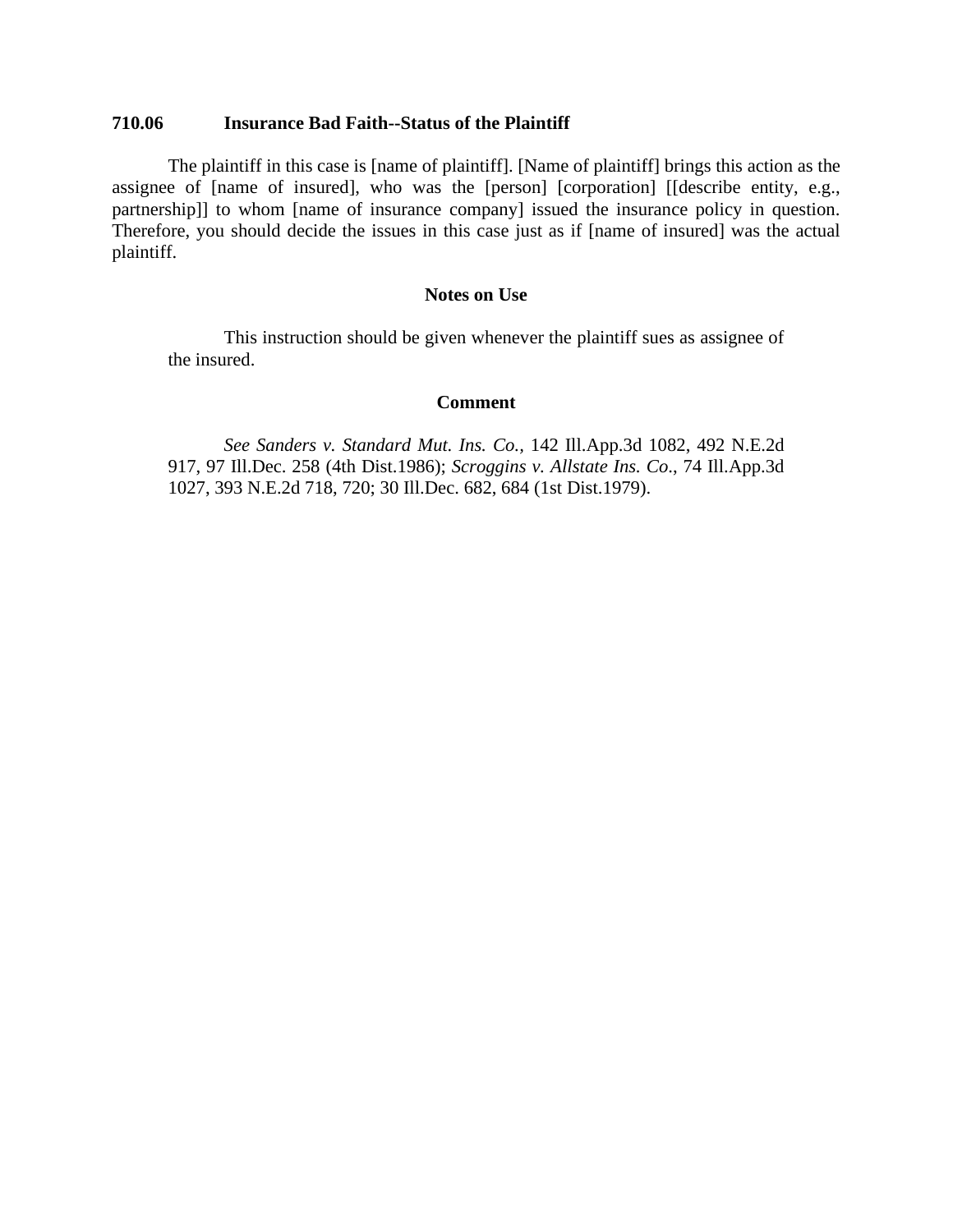**710.06 Insurance Bad Faith--Status of the Plaintiff**

The plaintiff in this case is [name of plaintiff]. [Name of plaintiff] brings this action as the assignee of [name of insured], who was the [person] [corporation] [[describe entity, e.g., partnership]] to whom [name of insurance company] issued the insurance policy in question. Therefore, you should decide the issues in this case just as if [name of insured] was the actual plaintiff.

**Notes on Use**

This instruction should be given whenever the plaintiff sues as assignee of the insured.

**Comment**

*See Sanders v. Standard Mut. Ins. Co.*, 142 Ill.App.3d 1082, 492 N.E.2d 917, 97 Ill.Dec. 258 (4th Dist.1986); *Scroggins v. Allstate Ins. Co.*, 74 Ill.App.3d 1027, 393 N.E.2d 718, 720; 30 Ill.Dec. 682, 684 (1st Dist.1979).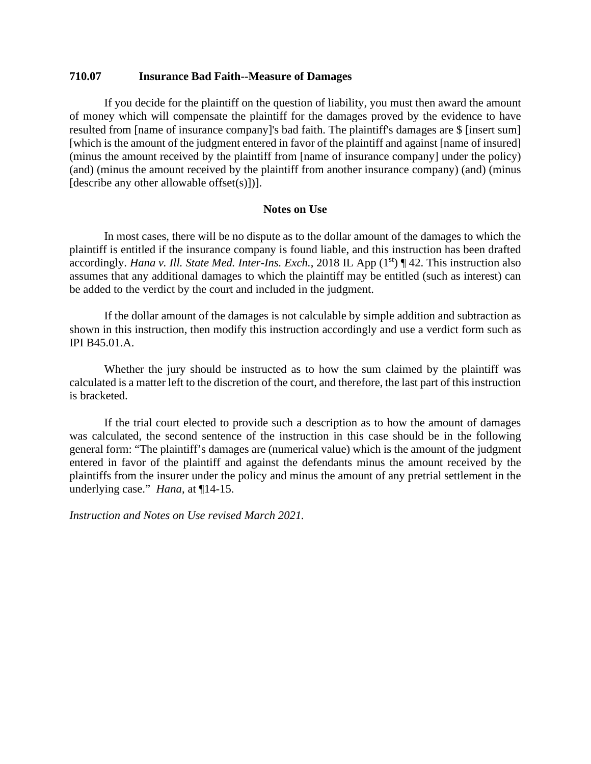**710.07 Insurance Bad Faith--Measure of Damages**

If you decide for the plaintiff on the question of liability, you must then award the amount of money which will compensate the plaintiff for the damages proved by the evidence to have resulted from [name of insurance company]'s bad faith. The plaintiff's damages are $ [insert sum] [which is the amount of the judgment entered in favor of the plaintiff and against [name of insured] (minus the amount received by the plaintiff from [name of insurance company] under the policy) (and) (minus the amount received by the plaintiff from another insurance company) (and) (minus [describe any other allowable offset(s)])].

**Notes on Use**

In most cases, there will be no dispute as to the dollar amount of the damages to which the plaintiff is entitled if the insurance company is found liable, and this instruction has been drafted accordingly. *Hana v. Ill. State Med. Inter-Ins. Exch.*, 2018 IL App (1st) ¶ 42. This instruction also assumes that any additional damages to which the plaintiff may be entitled (such as interest) can be added to the verdict by the court and included in the judgment.

If the dollar amount of the damages is not calculable by simple addition and subtraction as shown in this instruction, then modify this instruction accordingly and use a verdict form such as IPI B45.01.A.

Whether the jury should be instructed as to how the sum claimed by the plaintiff was calculated is a matter left to the discretion of the court, and therefore, the last part of this instruction is bracketed.

If the trial court elected to provide such a description as to how the amount of damages was calculated, the second sentence of the instruction in this case should be in the following general form: "The plaintiff's damages are (numerical value) which is the amount of the judgment entered in favor of the plaintiff and against the defendants minus the amount received by the plaintiffs from the insurer under the policy and minus the amount of any pretrial settlement in the underlying case." *Hana*, at ¶14-15.

*Instruction and Notes on Use revised March 2021.*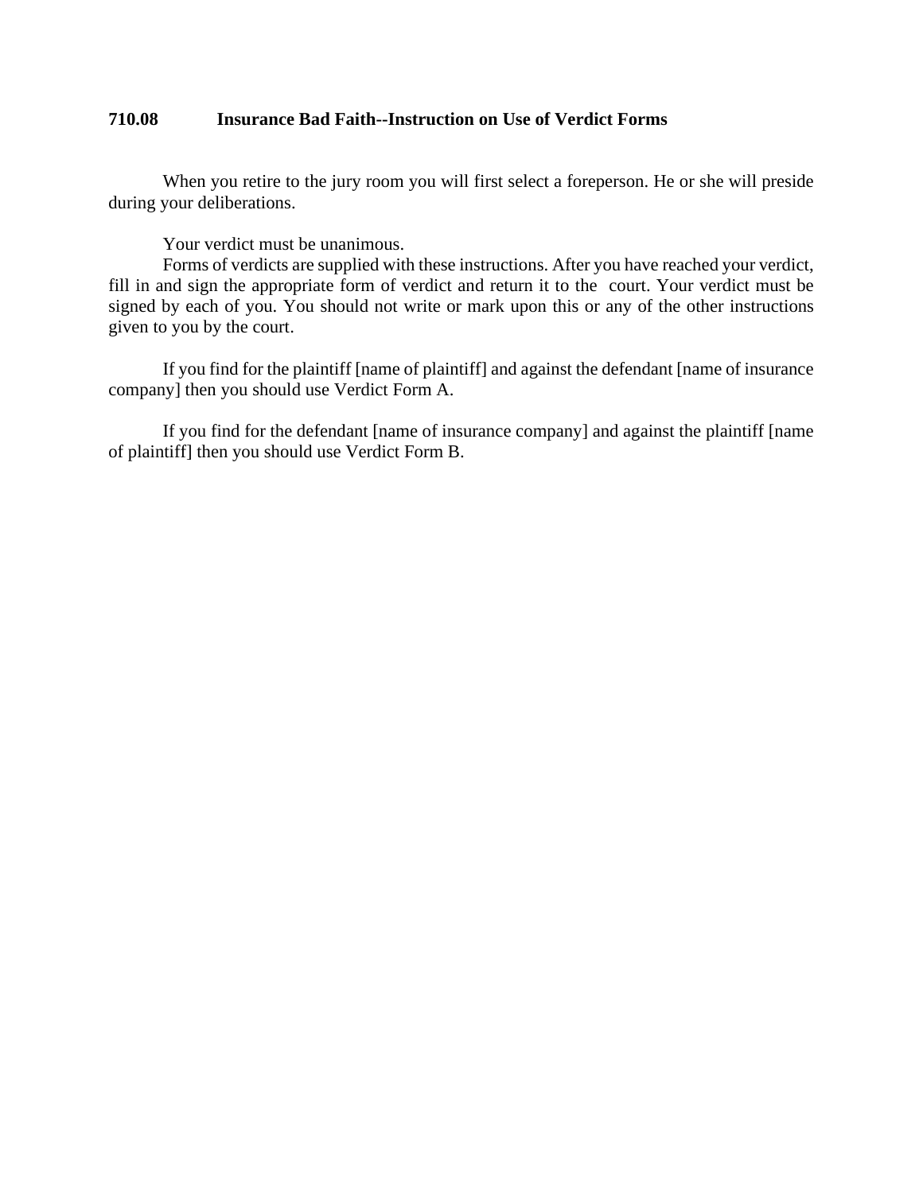**710.08 Insurance Bad Faith--Instruction on Use of Verdict Forms**

When you retire to the jury room you will first select a foreperson. He or she will preside during your deliberations.

Your verdict must be unanimous.

Forms of verdicts are supplied with these instructions. After you have reached your verdict, fill in and sign the appropriate form of verdict and return it to the court. Your verdict must be signed by each of you. You should not write or mark upon this or any of the other instructions given to you by the court.

If you find for the plaintiff [name of plaintiff] and against the defendant [name of insurance company] then you should use Verdict Form A.

If you find for the defendant [name of insurance company] and against the plaintiff [name of plaintiff] then you should use Verdict Form B.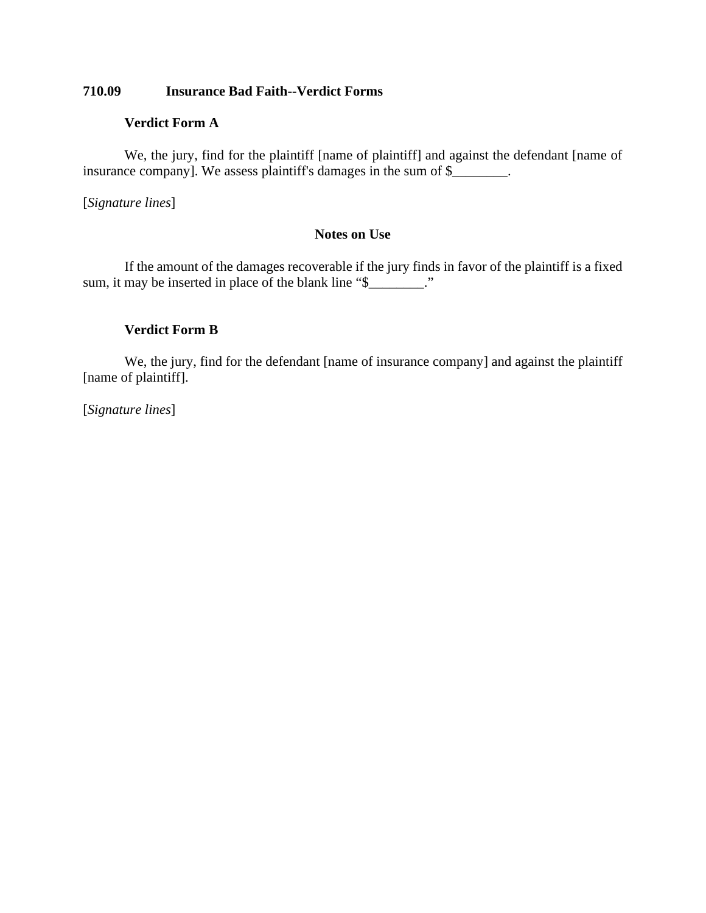**710.09 Insurance Bad Faith--Verdict Forms**

**Verdict Form A**

We, the jury, find for the plaintiff [name of plaintiff] and against the defendant [name of insurance company]. We assess plaintiff's damages in the sum of $________.

[*Signature lines*]

**Notes on Use**

If the amount of the damages recoverable if the jury finds in favor of the plaintiff is a fixed sum, it may be inserted in place of the blank line "$________."

**Verdict Form B**

We, the jury, find for the defendant [name of insurance company] and against the plaintiff [name of plaintiff].

[*Signature lines*]